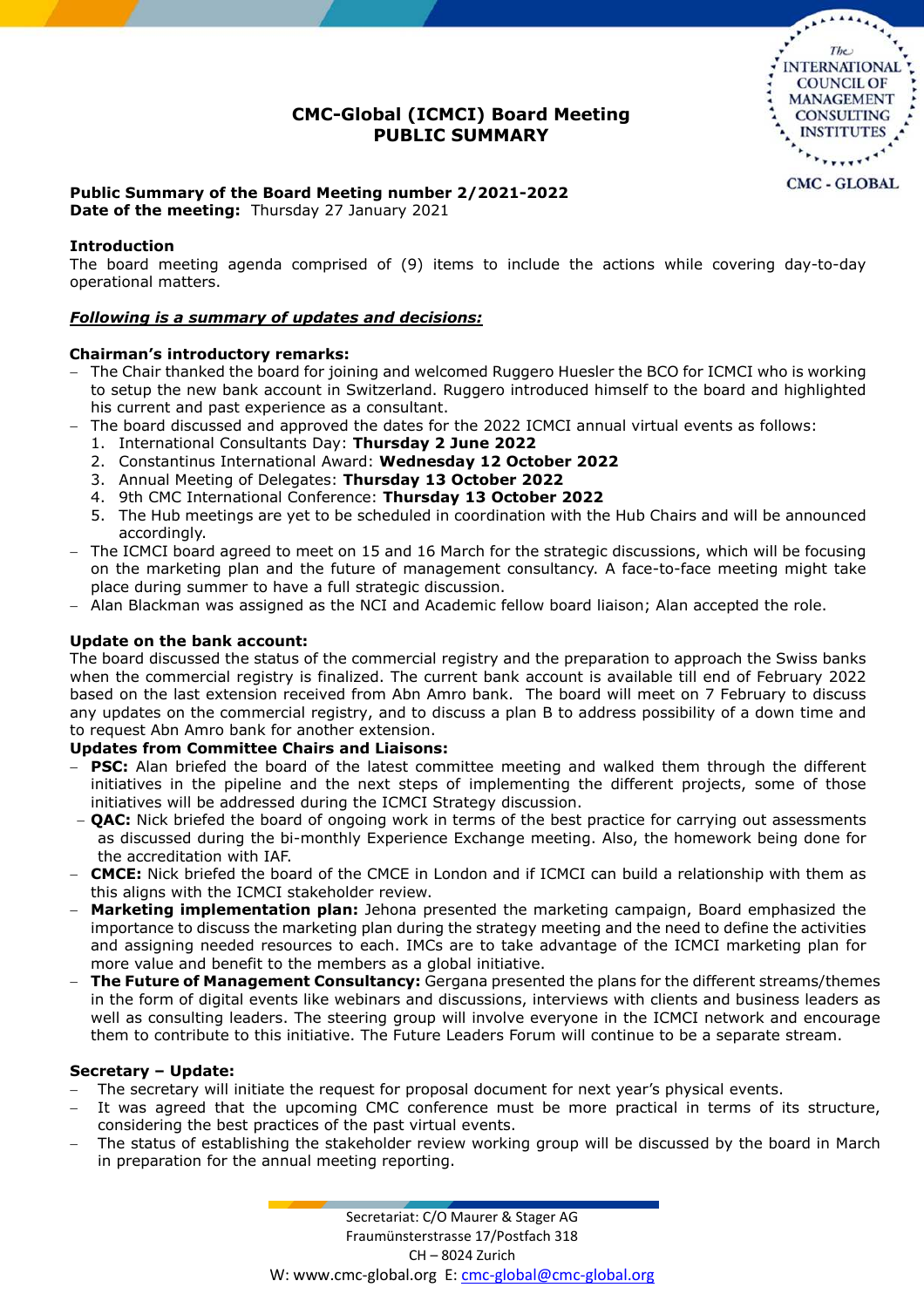# CMC-Global (ICMCI) Board Meeting
## PUBLIC SUMMARY

**Public Summary of the Board Meeting number 2/2021-2022**
**Date of the meeting:** Thursday 27 January 2021

**Introduction**
The board meeting agenda comprised of (9) items to include the actions while covering day-to-day operational matters.

***Following is a summary of updates and decisions:***

**Chairman's introductory remarks:**

- The Chair thanked the board for joining and welcomed Ruggero Huesler the BCO for ICMCI who is working to setup the new bank account in Switzerland. Ruggero introduced himself to the board and highlighted his current and past experience as a consultant.
- The board discussed and approved the dates for the 2022 ICMCI annual virtual events as follows:
  1. International Consultants Day: **Thursday 2 June 2022**
  2. Constantinus International Award: **Wednesday 12 October 2022**
  3. Annual Meeting of Delegates: **Thursday 13 October 2022**
  4. 9th CMC International Conference: **Thursday 13 October 2022**
  5. The Hub meetings are yet to be scheduled in coordination with the Hub Chairs and will be announced accordingly.
- The ICMCI board agreed to meet on 15 and 16 March for the strategic discussions, which will be focusing on the marketing plan and the future of management consultancy. A face-to-face meeting might take place during summer to have a full strategic discussion.
- Alan Blackman was assigned as the NCI and Academic fellow board liaison; Alan accepted the role.

**Update on the bank account:**
The board discussed the status of the commercial registry and the preparation to approach the Swiss banks when the commercial registry is finalized. The current bank account is available till end of February 2022 based on the last extension received from Abn Amro bank. The board will meet on 7 February to discuss any updates on the commercial registry, and to discuss a plan B to address possibility of a down time and to request Abn Amro bank for another extension.

**Updates from Committee Chairs and Liaisons:**

- **PSC:** Alan briefed the board of the latest committee meeting and walked them through the different initiatives in the pipeline and the next steps of implementing the different projects, some of those initiatives will be addressed during the ICMCI Strategy discussion.
- **QAC:** Nick briefed the board of ongoing work in terms of the best practice for carrying out assessments as discussed during the bi-monthly Experience Exchange meeting. Also, the homework being done for the accreditation with IAF.
- **CMCE:** Nick briefed the board of the CMCE in London and if ICMCI can build a relationship with them as this aligns with the ICMCI stakeholder review.
- **Marketing implementation plan:** Jehona presented the marketing campaign, Board emphasized the importance to discuss the marketing plan during the strategy meeting and the need to define the activities and assigning needed resources to each. IMCs are to take advantage of the ICMCI marketing plan for more value and benefit to the members as a global initiative.
- **The Future of Management Consultancy:** Gergana presented the plans for the different streams/themes in the form of digital events like webinars and discussions, interviews with clients and business leaders as well as consulting leaders. The steering group will involve everyone in the ICMCI network and encourage them to contribute to this initiative. The Future Leaders Forum will continue to be a separate stream.

**Secretary – Update:**

- The secretary will initiate the request for proposal document for next year's physical events.
- It was agreed that the upcoming CMC conference must be more practical in terms of its structure, considering the best practices of the past virtual events.
- The status of establishing the stakeholder review working group will be discussed by the board in March in preparation for the annual meeting reporting.

Secretariat: C/O Maurer & Stager AG
Fraumünsterstrasse 17/Postfach 318
CH – 8024 Zurich
W: www.cmc-global.org E: cmc-global@cmc-global.org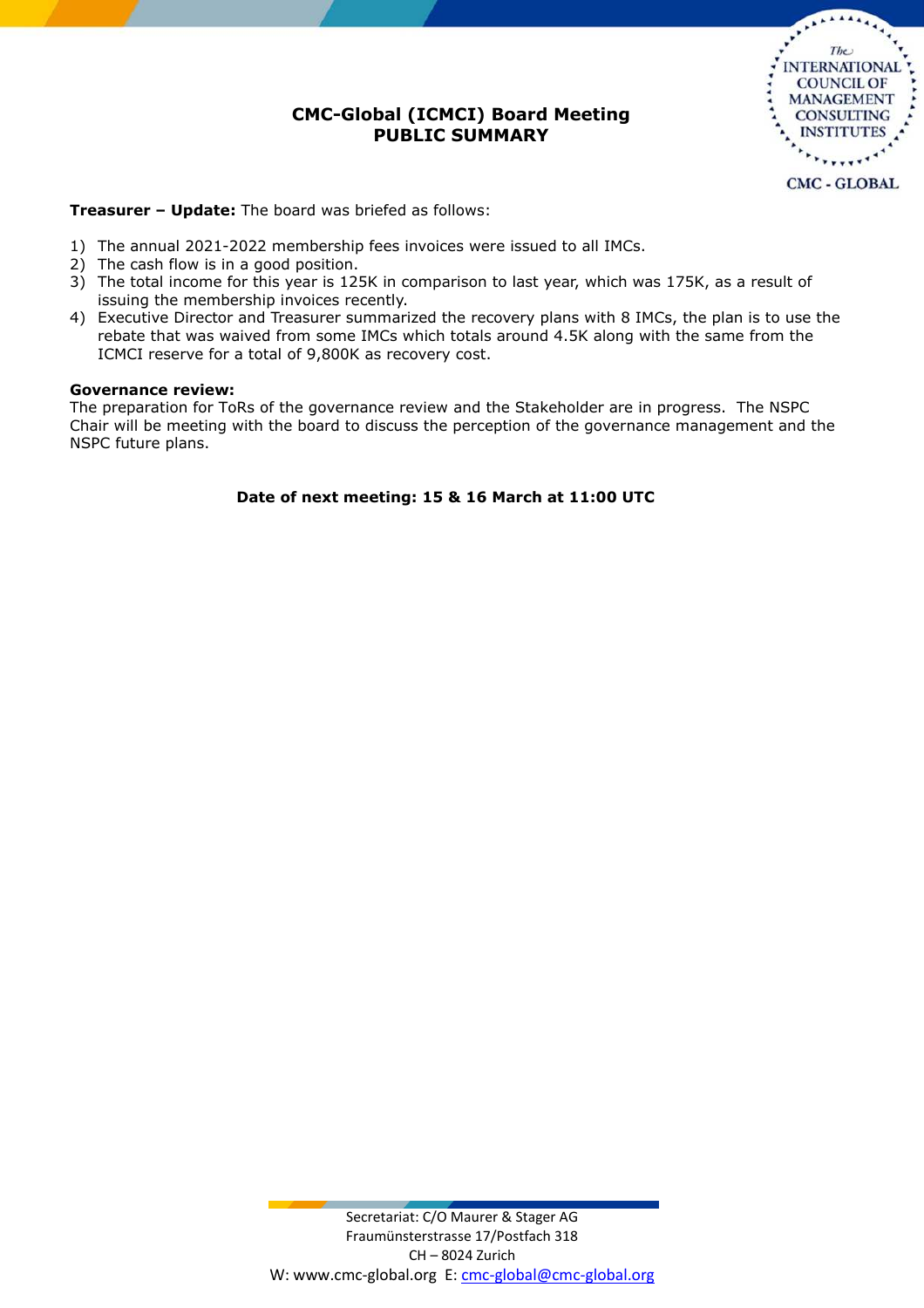## CMC-Global (ICMCI) Board Meeting
## PUBLIC SUMMARY

**Treasurer – Update:** The board was briefed as follows:

1) The annual 2021-2022 membership fees invoices were issued to all IMCs.
2) The cash flow is in a good position.
3) The total income for this year is 125K in comparison to last year, which was 175K, as a result of issuing the membership invoices recently.
4) Executive Director and Treasurer summarized the recovery plans with 8 IMCs, the plan is to use the rebate that was waived from some IMCs which totals around 4.5K along with the same from the ICMCI reserve for a total of 9,800K as recovery cost.

**Governance review:**
The preparation for ToRs of the governance review and the Stakeholder are in progress. The NSPC Chair will be meeting with the board to discuss the perception of the governance management and the NSPC future plans.

**Date of next meeting: 15 & 16 March at 11:00 UTC**